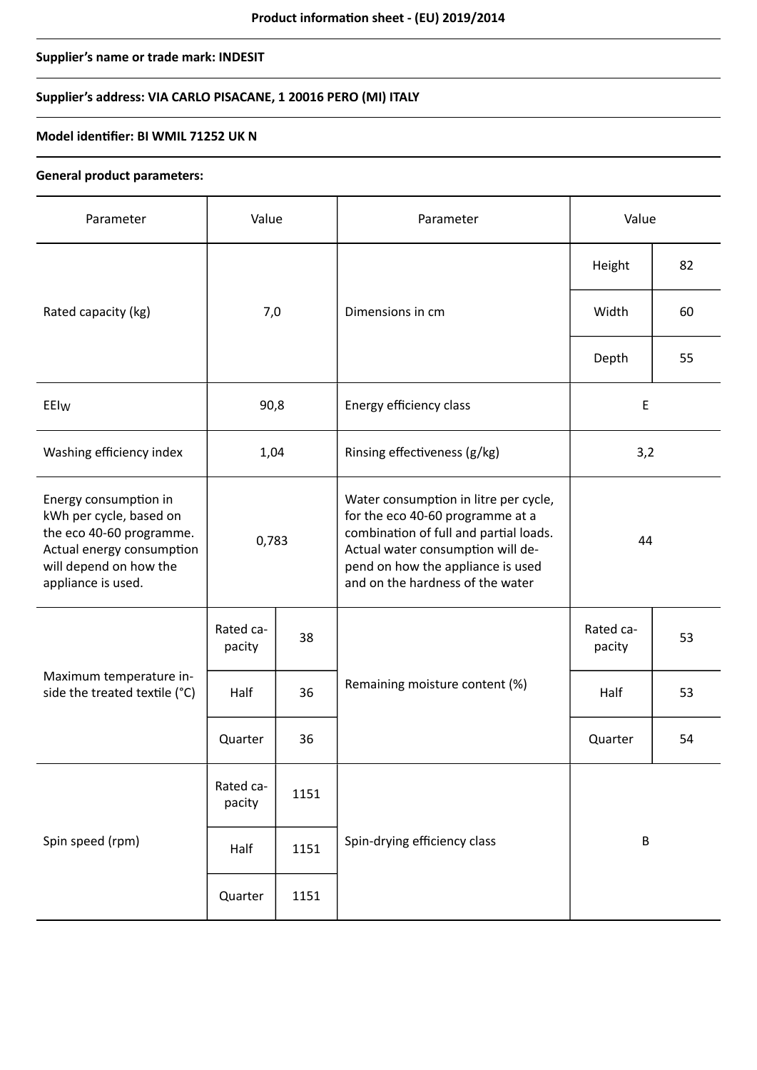**Product information sheet - (EU) 2019/2014**

**Supplier's name or trade mark: INDESIT**

**Supplier's address: VIA CARLO PISACANE, 1 20016 PERO (MI) ITALY**

**Model identifier: BI WMIL 71252 UK N**

**General product parameters:**

| Parameter | Value | | Parameter | Value | |
|---|---|---|---|---|---|
| Rated capacity (kg) | 7,0 | | Dimensions in cm | Height | 82 |
| | | | | Width | 60 |
| | | | | Depth | 55 |
| $EEI_W$ | 90,8 | | Energy efficiency class | E | |
| Washing efficiency index | 1,04 | | Rinsing effectiveness (g/kg) | 3,2 | |
| Energy consumption in kWh per cycle, based on the eco 40-60 programme. Actual energy consumption will depend on how the appliance is used. | 0,783 | | Water consumption in litre per cycle, for the eco 40-60 programme at a combination of full and partial loads. Actual water consumption will depend on how the appliance is used and on the hardness of the water | 44 | |
| Maximum temperature inside the treated textile (°C) | Rated capacity | 38 | Remaining moisture content (%) | Rated capacity | 53 |
| | Half | 36 | | Half | 53 |
| | Quarter | 36 | | Quarter | 54 |
| Spin speed (rpm) | Rated capacity | 1151 | Spin-drying efficiency class | B | |
| | Half | 1151 | | | |
| | Quarter | 1151 | | | |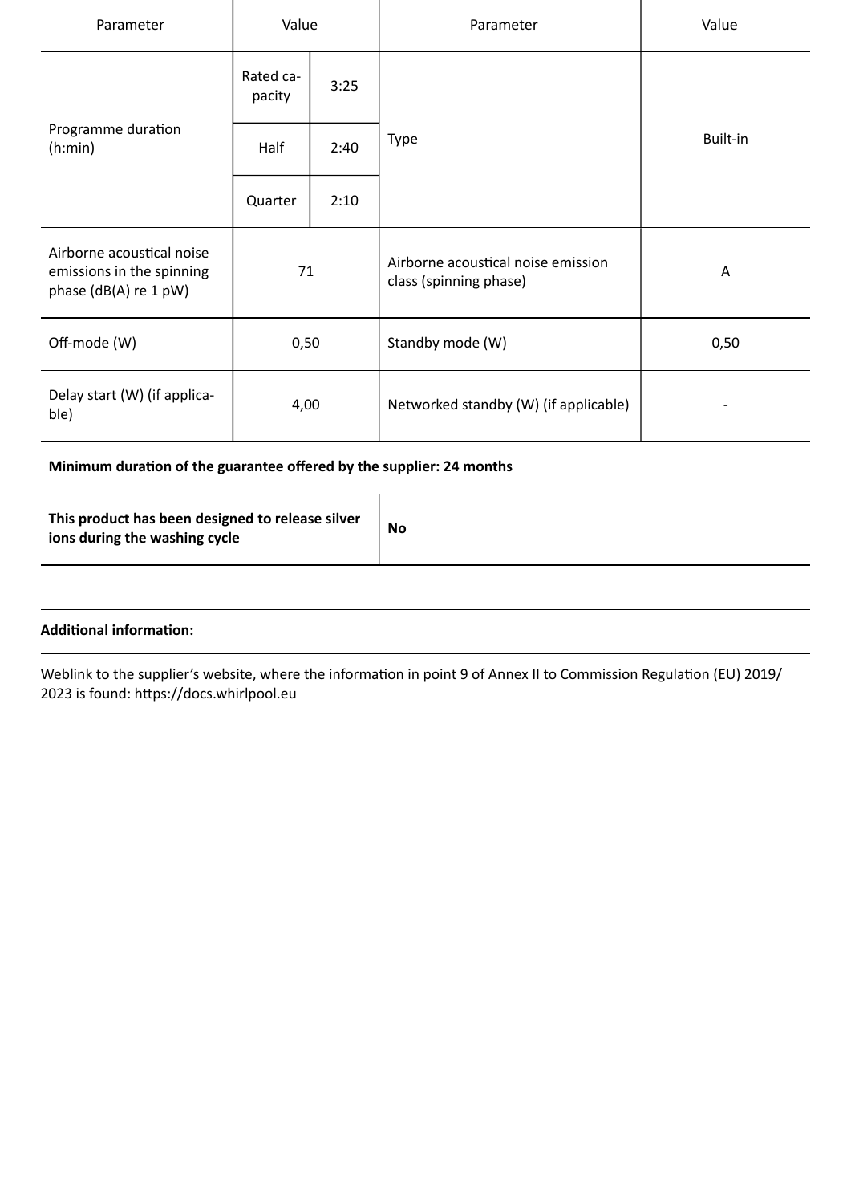| Parameter | Value | | Parameter | Value |
| --- | --- | --- | --- | --- |
| Programme duration (h:min) | Rated capacity | 3:25 | Type | Built-in |
| | Half | 2:40 | | |
| | Quarter | 2:10 | | |
| Airborne acoustical noise emissions in the spinning phase (dB(A) re 1 pW) | 71 | | Airborne acoustical noise emission class (spinning phase) | A |
| Off-mode (W) | 0,50 | | Standby mode (W) | 0,50 |
| Delay start (W) (if applicable) | 4,00 | | Networked standby (W) (if applicable) | - |

**Minimum duration of the guarantee offered by the supplier: 24 months**

| | |
| --- | --- |
| **This product has been designed to release silver ions during the washing cycle** | **No** |

**Additional information:**

Weblink to the supplier's website, where the information in point 9 of Annex II to Commission Regulation (EU) 2019/2023 is found: https://docs.whirlpool.eu